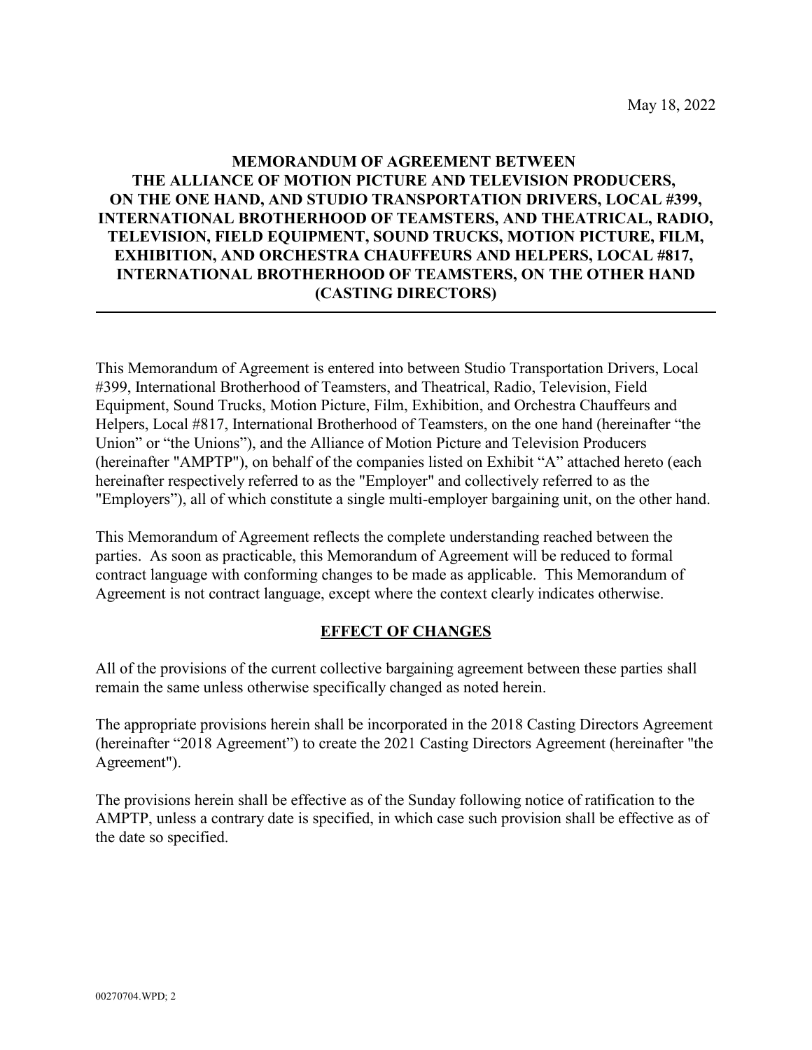May 18, 2022

**MEMORANDUM OF AGREEMENT BETWEEN THE ALLIANCE OF MOTION PICTURE AND TELEVISION PRODUCERS, ON THE ONE HAND, AND STUDIO TRANSPORTATION DRIVERS, LOCAL #399, INTERNATIONAL BROTHERHOOD OF TEAMSTERS, AND THEATRICAL, RADIO, TELEVISION, FIELD EQUIPMENT, SOUND TRUCKS, MOTION PICTURE, FILM, EXHIBITION, AND ORCHESTRA CHAUFFEURS AND HELPERS, LOCAL #817, INTERNATIONAL BROTHERHOOD OF TEAMSTERS, ON THE OTHER HAND (CASTING DIRECTORS)**

---

This Memorandum of Agreement is entered into between Studio Transportation Drivers, Local #399, International Brotherhood of Teamsters, and Theatrical, Radio, Television, Field Equipment, Sound Trucks, Motion Picture, Film, Exhibition, and Orchestra Chauffeurs and Helpers, Local #817, International Brotherhood of Teamsters, on the one hand (hereinafter "the Union" or "the Unions"), and the Alliance of Motion Picture and Television Producers (hereinafter "AMPTP"), on behalf of the companies listed on Exhibit "A" attached hereto (each hereinafter respectively referred to as the "Employer" and collectively referred to as the "Employers"), all of which constitute a single multi-employer bargaining unit, on the other hand.

This Memorandum of Agreement reflects the complete understanding reached between the parties. As soon as practicable, this Memorandum of Agreement will be reduced to formal contract language with conforming changes to be made as applicable. This Memorandum of Agreement is not contract language, except where the context clearly indicates otherwise.

## EFFECT OF CHANGES

All of the provisions of the current collective bargaining agreement between these parties shall remain the same unless otherwise specifically changed as noted herein.

The appropriate provisions herein shall be incorporated in the 2018 Casting Directors Agreement (hereinafter "2018 Agreement") to create the 2021 Casting Directors Agreement (hereinafter "the Agreement").

The provisions herein shall be effective as of the Sunday following notice of ratification to the AMPTP, unless a contrary date is specified, in which case such provision shall be effective as of the date so specified.

00270704.WPD; 2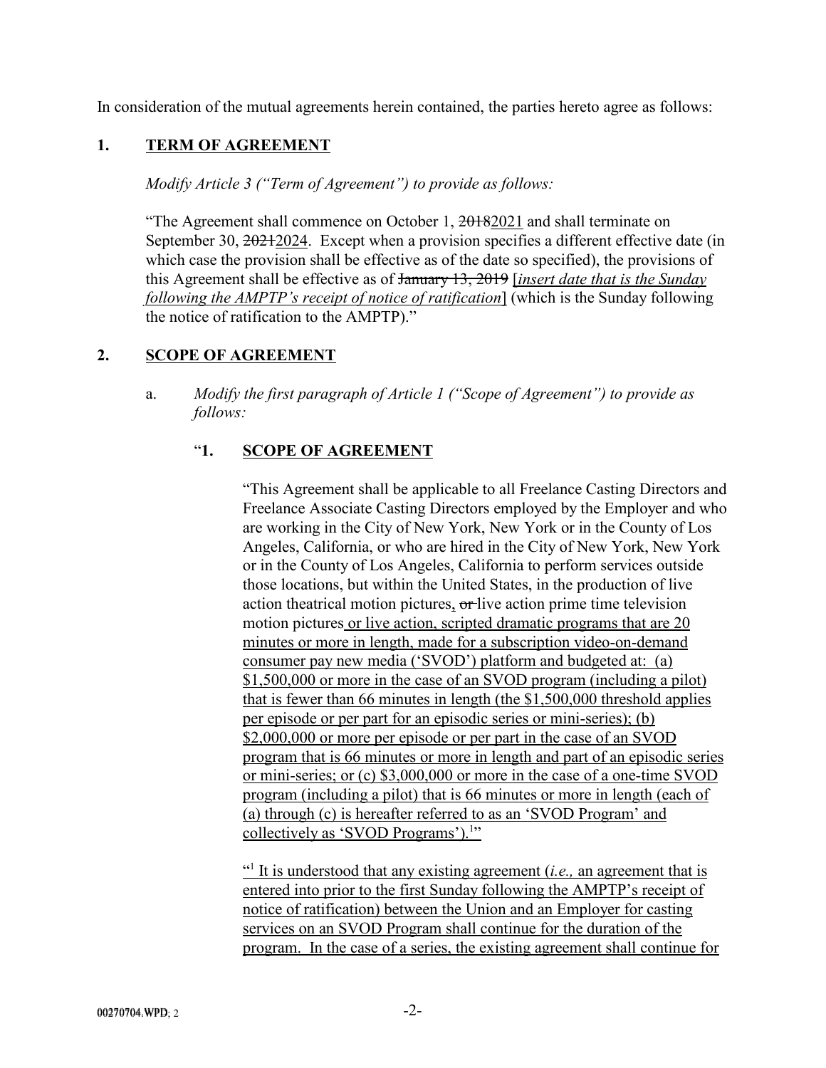In consideration of the mutual agreements herein contained, the parties hereto agree as follows:

## 1. TERM OF AGREEMENT

*Modify Article 3 ("Term of Agreement") to provide as follows:*

"The Agreement shall commence on October 1, ~~2018~~2021 and shall terminate on September 30, ~~2021~~2024. Except when a provision specifies a different effective date (in which case the provision shall be effective as of the date so specified), the provisions of this Agreement shall be effective as of ~~January 13, 2019~~ [*insert date that is the Sunday following the AMPTP's receipt of notice of ratification*] (which is the Sunday following the notice of ratification to the AMPTP)."

## 2. SCOPE OF AGREEMENT

a. *Modify the first paragraph of Article 1 ("Scope of Agreement") to provide as follows:*

"**1. SCOPE OF AGREEMENT**

"This Agreement shall be applicable to all Freelance Casting Directors and Freelance Associate Casting Directors employed by the Employer and who are working in the City of New York, New York or in the County of Los Angeles, California, or who are hired in the City of New York, New York or in the County of Los Angeles, California to perform services outside those locations, but within the United States, in the production of live action theatrical motion pictures, ~~or~~ live action prime time television motion pictures or live action, scripted dramatic programs that are 20 minutes or more in length, made for a subscription video-on-demand consumer pay new media ('SVOD') platform and budgeted at: (a) $1,500,000 or more in the case of an SVOD program (including a pilot) that is fewer than 66 minutes in length (the $1,500,000 threshold applies per episode or per part for an episodic series or mini-series); (b) $2,000,000 or more per episode or per part in the case of an SVOD program that is 66 minutes or more in length and part of an episodic series or mini-series; or (c) $3,000,000 or more in the case of a one-time SVOD program (including a pilot) that is 66 minutes or more in length (each of (a) through (c) is hereafter referred to as an 'SVOD Program' and collectively as 'SVOD Programs').[1]"

"[1] It is understood that any existing agreement (*i.e.,* an agreement that is entered into prior to the first Sunday following the AMPTP's receipt of notice of ratification) between the Union and an Employer for casting services on an SVOD Program shall continue for the duration of the program. In the case of a series, the existing agreement shall continue for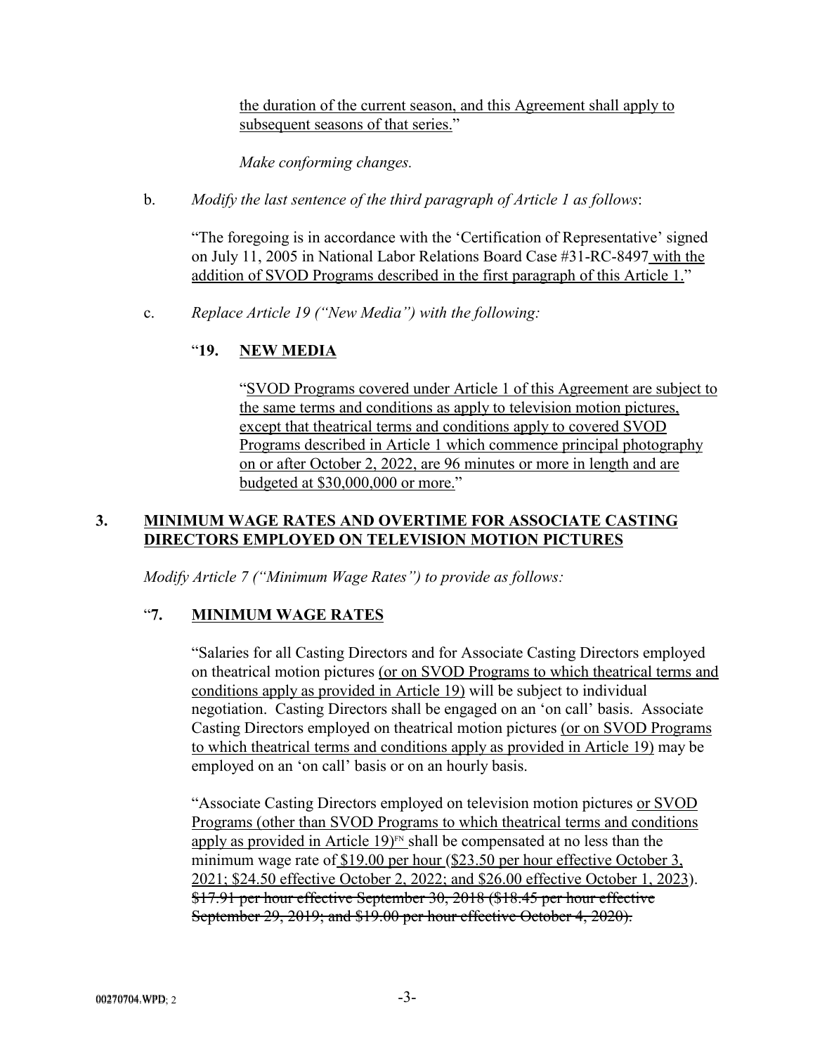the duration of the current season, and this Agreement shall apply to subsequent seasons of that series."

*Make conforming changes.*

b. *Modify the last sentence of the third paragraph of Article 1 as follows*:

"The foregoing is in accordance with the 'Certification of Representative' signed on July 11, 2005 in National Labor Relations Board Case #31-RC-8497 with the addition of SVOD Programs described in the first paragraph of this Article 1."

c. *Replace Article 19 ("New Media") with the following:*

"**19. NEW MEDIA**

"SVOD Programs covered under Article 1 of this Agreement are subject to the same terms and conditions as apply to television motion pictures, except that theatrical terms and conditions apply to covered SVOD Programs described in Article 1 which commence principal photography on or after October 2, 2022, are 96 minutes or more in length and are budgeted at $30,000,000 or more."

## 3. MINIMUM WAGE RATES AND OVERTIME FOR ASSOCIATE CASTING DIRECTORS EMPLOYED ON TELEVISION MOTION PICTURES

*Modify Article 7 ("Minimum Wage Rates") to provide as follows:*

"**7. MINIMUM WAGE RATES**

"Salaries for all Casting Directors and for Associate Casting Directors employed on theatrical motion pictures (or on SVOD Programs to which theatrical terms and conditions apply as provided in Article 19) will be subject to individual negotiation. Casting Directors shall be engaged on an 'on call' basis. Associate Casting Directors employed on theatrical motion pictures (or on SVOD Programs to which theatrical terms and conditions apply as provided in Article 19) may be employed on an 'on call' basis or on an hourly basis.

"Associate Casting Directors employed on television motion pictures or SVOD Programs (other than SVOD Programs to which theatrical terms and conditions apply as provided in Article 19)[FN] shall be compensated at no less than the minimum wage rate of $19.00 per hour ($23.50 per hour effective October 3, 2021; $24.50 effective October 2, 2022; and $26.00 effective October 1, 2023). ~~$17.91 per hour effective September 30, 2018 ($18.45 per hour effective September 29, 2019; and $19.00 per hour effective October 4, 2020).~~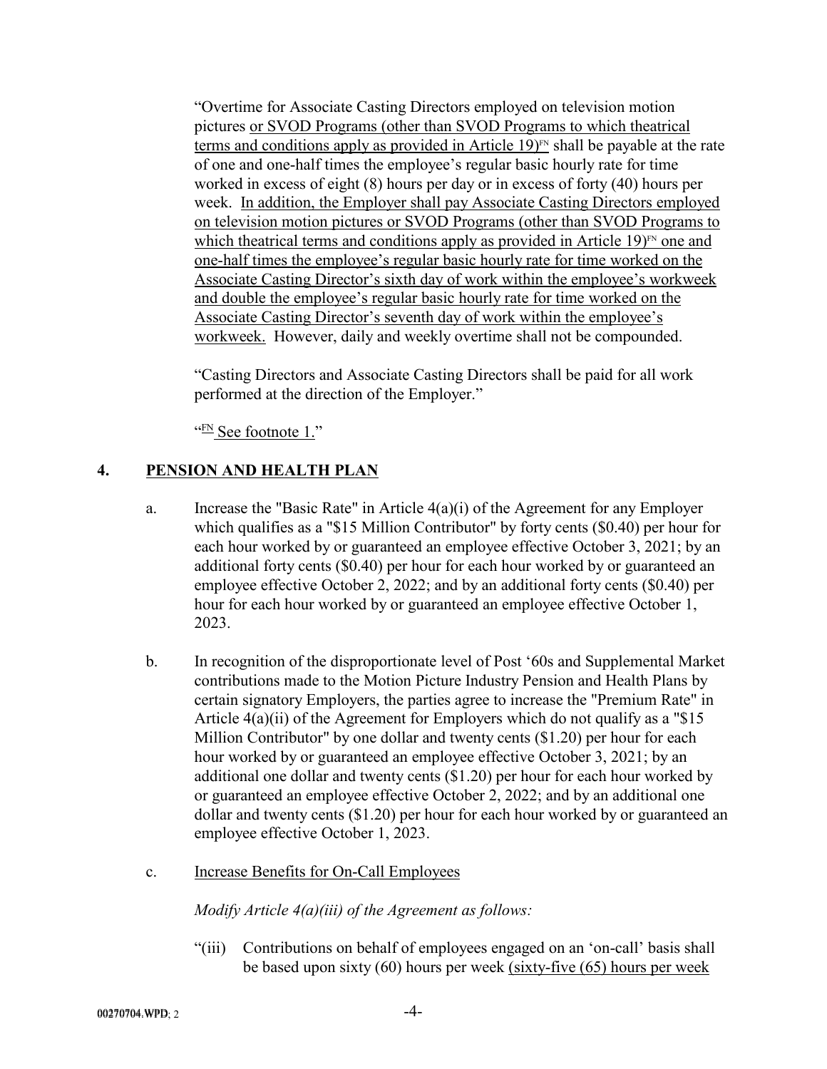"Overtime for Associate Casting Directors employed on television motion pictures or SVOD Programs (other than SVOD Programs to which theatrical terms and conditions apply as provided in Article 19)[FN] shall be payable at the rate of one and one-half times the employee's regular basic hourly rate for time worked in excess of eight (8) hours per day or in excess of forty (40) hours per week. In addition, the Employer shall pay Associate Casting Directors employed on television motion pictures or SVOD Programs (other than SVOD Programs to which theatrical terms and conditions apply as provided in Article 19)[FN] one and one-half times the employee's regular basic hourly rate for time worked on the Associate Casting Director's sixth day of work within the employee's workweek and double the employee's regular basic hourly rate for time worked on the Associate Casting Director's seventh day of work within the employee's workweek. However, daily and weekly overtime shall not be compounded.

"Casting Directors and Associate Casting Directors shall be paid for all work performed at the direction of the Employer."

"[FN] See footnote 1."

## 4. PENSION AND HEALTH PLAN

a. Increase the "Basic Rate" in Article 4(a)(i) of the Agreement for any Employer which qualifies as a "$15 Million Contributor" by forty cents ($0.40) per hour for each hour worked by or guaranteed an employee effective October 3, 2021; by an additional forty cents ($0.40) per hour for each hour worked by or guaranteed an employee effective October 2, 2022; and by an additional forty cents ($0.40) per hour for each hour worked by or guaranteed an employee effective October 1, 2023.

b. In recognition of the disproportionate level of Post '60s and Supplemental Market contributions made to the Motion Picture Industry Pension and Health Plans by certain signatory Employers, the parties agree to increase the "Premium Rate" in Article 4(a)(ii) of the Agreement for Employers which do not qualify as a "$15 Million Contributor" by one dollar and twenty cents ($1.20) per hour for each hour worked by or guaranteed an employee effective October 3, 2021; by an additional one dollar and twenty cents ($1.20) per hour for each hour worked by or guaranteed an employee effective October 2, 2022; and by an additional one dollar and twenty cents ($1.20) per hour for each hour worked by or guaranteed an employee effective October 1, 2023.

c. Increase Benefits for On-Call Employees

*Modify Article 4(a)(iii) of the Agreement as follows:*

"(iii) Contributions on behalf of employees engaged on an 'on-call' basis shall be based upon sixty (60) hours per week (sixty-five (65) hours per week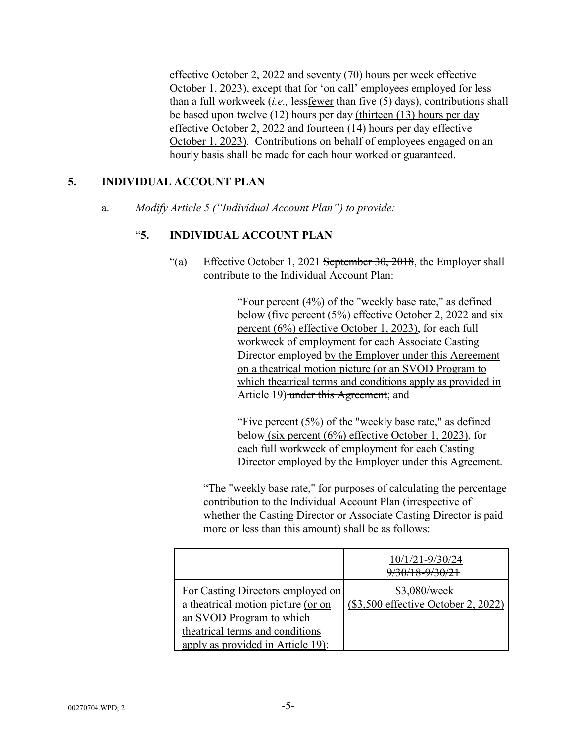effective October 2, 2022 and seventy (70) hours per week effective October 1, 2023), except that for 'on call' employees employed for less than a full workweek (*i.e.,* ~~less~~fewer than five (5) days), contributions shall be based upon twelve (12) hours per day (thirteen (13) hours per day effective October 2, 2022 and fourteen (14) hours per day effective October 1, 2023). Contributions on behalf of employees engaged on an hourly basis shall be made for each hour worked or guaranteed.

## 5. INDIVIDUAL ACCOUNT PLAN

a. *Modify Article 5 ("Individual Account Plan") to provide:*

"**5. INDIVIDUAL ACCOUNT PLAN**

"(a) Effective October 1, 2021 ~~September 30, 2018~~, the Employer shall contribute to the Individual Account Plan:

"Four percent (4%) of the "weekly base rate," as defined below (five percent (5%) effective October 2, 2022 and six percent (6%) effective October 1, 2023), for each full workweek of employment for each Associate Casting Director employed by the Employer under this Agreement on a theatrical motion picture (or an SVOD Program to which theatrical terms and conditions apply as provided in Article 19) ~~under this Agreement~~; and

"Five percent (5%) of the "weekly base rate," as defined below (six percent (6%) effective October 1, 2023), for each full workweek of employment for each Casting Director employed by the Employer under this Agreement.

"The "weekly base rate," for purposes of calculating the percentage contribution to the Individual Account Plan (irrespective of whether the Casting Director or Associate Casting Director is paid more or less than this amount) shall be as follows:

| | 10/1/21-9/30/24 ~~9/30/18-9/30/21~~ |
|---|---|
| For Casting Directors employed on a theatrical motion picture (or on an SVOD Program to which theatrical terms and conditions apply as provided in Article 19): | $3,080/week ($3,500 effective October 2, 2022) |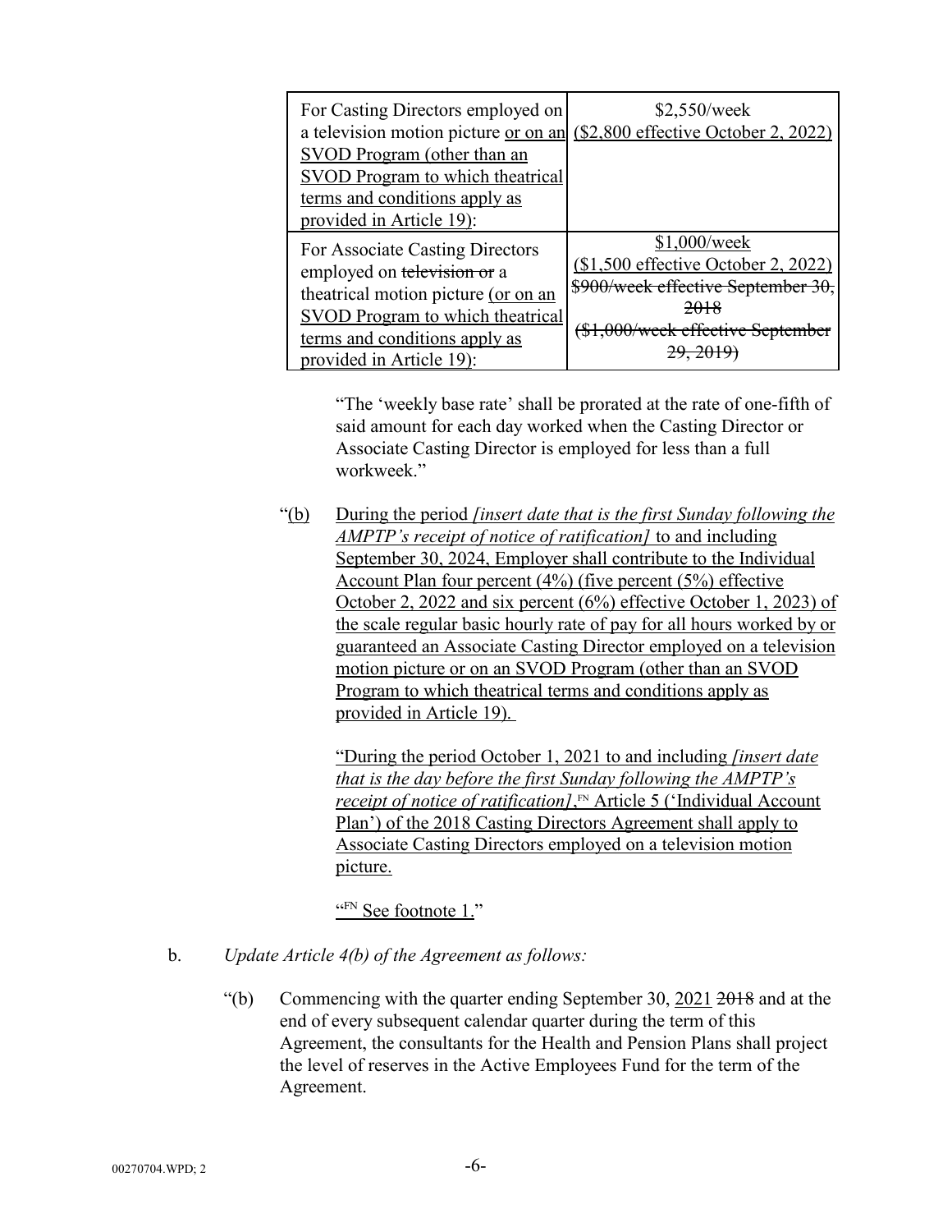| | |
|---|---|
| For Casting Directors employed on a television motion picture or on an SVOD Program (other than an SVOD Program to which theatrical terms and conditions apply as provided in Article 19): | $2,550/week ($2,800 effective October 2, 2022) |
| For Associate Casting Directors employed on ~~television or~~ a theatrical motion picture (or on an SVOD Program to which theatrical terms and conditions apply as provided in Article 19): | $1,000/week ($1,500 effective October 2, 2022) ~~$900/week effective September 30, 2018 ($1,000/week effective September 29, 2019)~~ |

"The 'weekly base rate' shall be prorated at the rate of one-fifth of said amount for each day worked when the Casting Director or Associate Casting Director is employed for less than a full workweek."

"(b) During the period *[insert date that is the first Sunday following the AMPTP's receipt of notice of ratification]* to and including September 30, 2024, Employer shall contribute to the Individual Account Plan four percent (4%) (five percent (5%) effective October 2, 2022 and six percent (6%) effective October 1, 2023) of the scale regular basic hourly rate of pay for all hours worked by or guaranteed an Associate Casting Director employed on a television motion picture or on an SVOD Program (other than an SVOD Program to which theatrical terms and conditions apply as provided in Article 19).

"During the period October 1, 2021 to and including *[insert date that is the day before the first Sunday following the AMPTP's receipt of notice of ratification]*,[FN] Article 5 ('Individual Account Plan') of the 2018 Casting Directors Agreement shall apply to Associate Casting Directors employed on a television motion picture.

"[FN] See footnote 1."

b. *Update Article 4(b) of the Agreement as follows:*

"(b) Commencing with the quarter ending September 30, 2021 ~~2018~~ and at the end of every subsequent calendar quarter during the term of this Agreement, the consultants for the Health and Pension Plans shall project the level of reserves in the Active Employees Fund for the term of the Agreement.

00270704.WPD; 2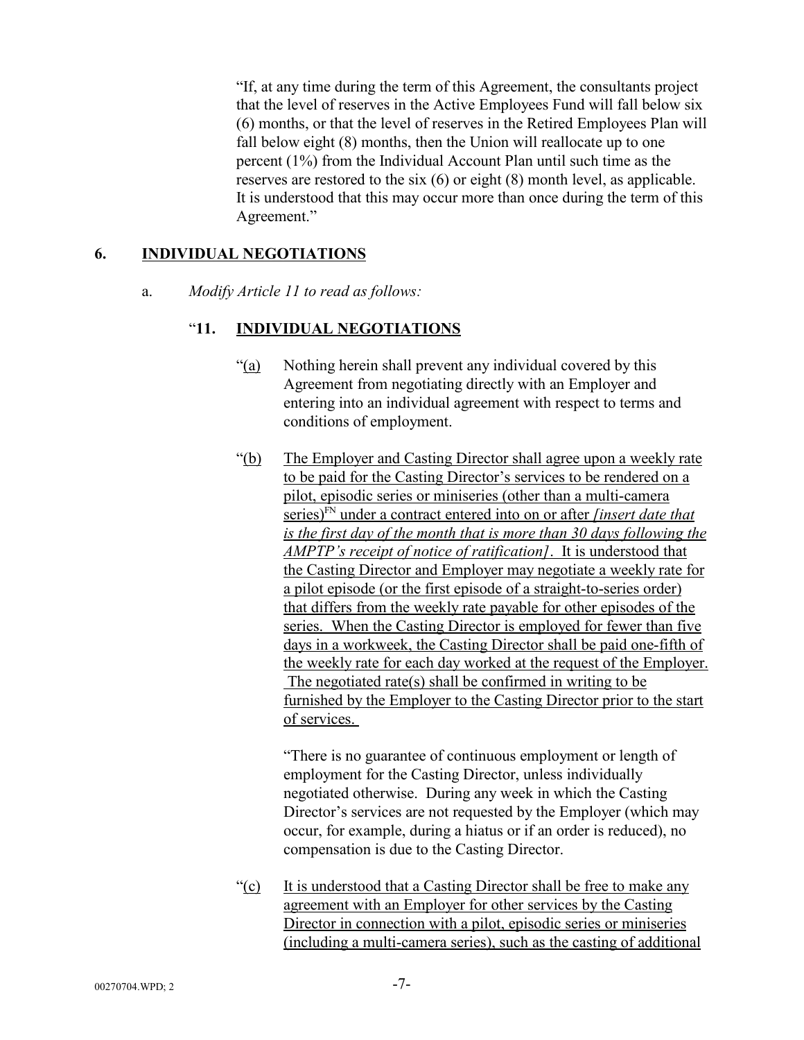"If, at any time during the term of this Agreement, the consultants project that the level of reserves in the Active Employees Fund will fall below six (6) months, or that the level of reserves in the Retired Employees Plan will fall below eight (8) months, then the Union will reallocate up to one percent (1%) from the Individual Account Plan until such time as the reserves are restored to the six (6) or eight (8) month level, as applicable. It is understood that this may occur more than once during the term of this Agreement."

## 6. INDIVIDUAL NEGOTIATIONS

a. *Modify Article 11 to read as follows:*

"**11. INDIVIDUAL NEGOTIATIONS**

"(a) Nothing herein shall prevent any individual covered by this Agreement from negotiating directly with an Employer and entering into an individual agreement with respect to terms and conditions of employment.

"(b) The Employer and Casting Director shall agree upon a weekly rate to be paid for the Casting Director's services to be rendered on a pilot, episodic series or miniseries (other than a multi-camera series)[FN] under a contract entered into on or after *[insert date that is the first day of the month that is more than 30 days following the AMPTP's receipt of notice of ratification]*. It is understood that the Casting Director and Employer may negotiate a weekly rate for a pilot episode (or the first episode of a straight-to-series order) that differs from the weekly rate payable for other episodes of the series. When the Casting Director is employed for fewer than five days in a workweek, the Casting Director shall be paid one-fifth of the weekly rate for each day worked at the request of the Employer. The negotiated rate(s) shall be confirmed in writing to be furnished by the Employer to the Casting Director prior to the start of services.

"There is no guarantee of continuous employment or length of employment for the Casting Director, unless individually negotiated otherwise. During any week in which the Casting Director's services are not requested by the Employer (which may occur, for example, during a hiatus or if an order is reduced), no compensation is due to the Casting Director.

"(c) It is understood that a Casting Director shall be free to make any agreement with an Employer for other services by the Casting Director in connection with a pilot, episodic series or miniseries (including a multi-camera series), such as the casting of additional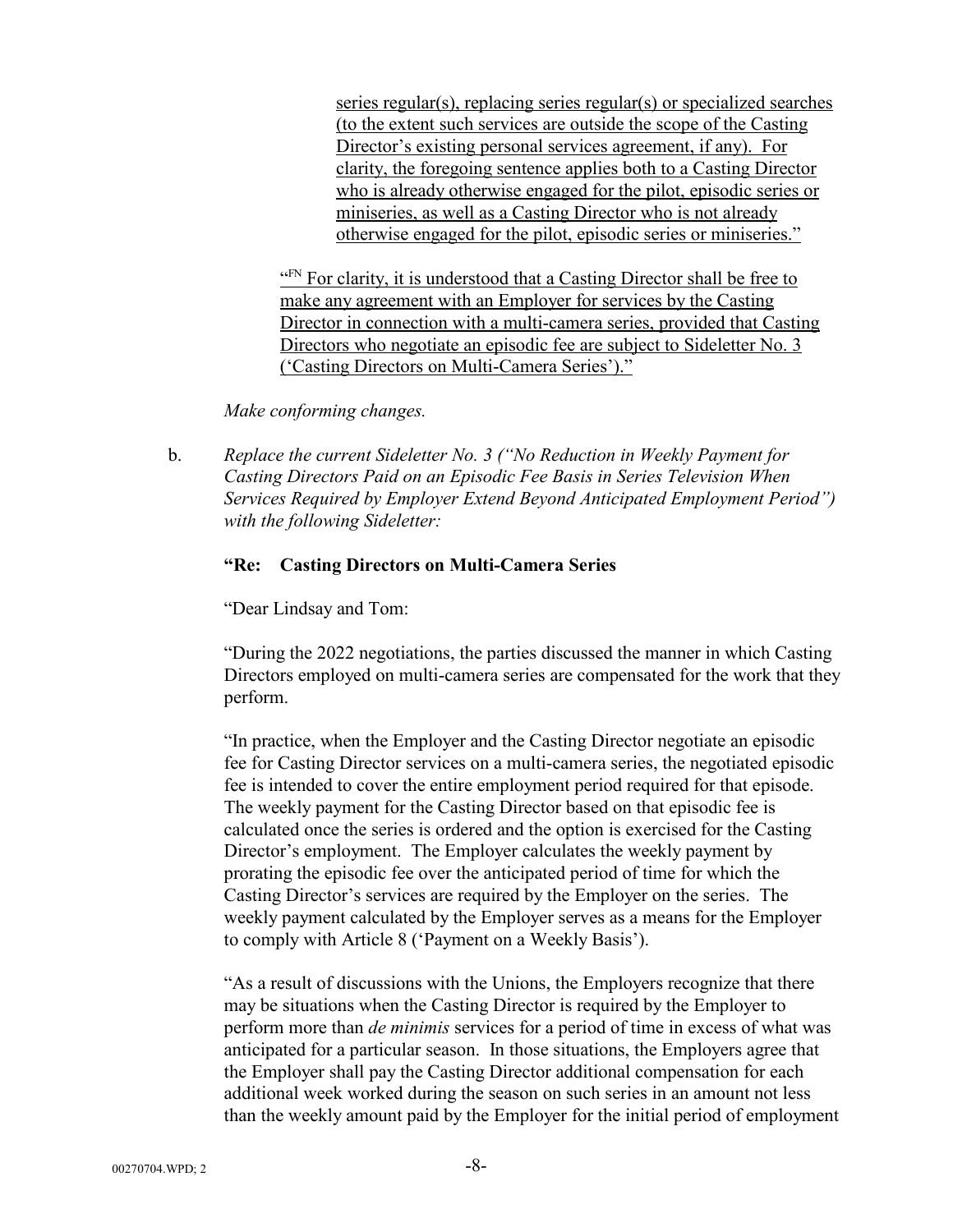series regular(s), replacing series regular(s) or specialized searches (to the extent such services are outside the scope of the Casting Director's existing personal services agreement, if any). For clarity, the foregoing sentence applies both to a Casting Director who is already otherwise engaged for the pilot, episodic series or miniseries, as well as a Casting Director who is not already otherwise engaged for the pilot, episodic series or miniseries."

"[FN] For clarity, it is understood that a Casting Director shall be free to make any agreement with an Employer for services by the Casting Director in connection with a multi-camera series, provided that Casting Directors who negotiate an episodic fee are subject to Sideletter No. 3 ('Casting Directors on Multi-Camera Series')."

*Make conforming changes.*

b. *Replace the current Sideletter No. 3 ("No Reduction in Weekly Payment for Casting Directors Paid on an Episodic Fee Basis in Series Television When Services Required by Employer Extend Beyond Anticipated Employment Period") with the following Sideletter:*

**"Re: Casting Directors on Multi-Camera Series**

"Dear Lindsay and Tom:

"During the 2022 negotiations, the parties discussed the manner in which Casting Directors employed on multi-camera series are compensated for the work that they perform.

"In practice, when the Employer and the Casting Director negotiate an episodic fee for Casting Director services on a multi-camera series, the negotiated episodic fee is intended to cover the entire employment period required for that episode. The weekly payment for the Casting Director based on that episodic fee is calculated once the series is ordered and the option is exercised for the Casting Director's employment. The Employer calculates the weekly payment by prorating the episodic fee over the anticipated period of time for which the Casting Director's services are required by the Employer on the series. The weekly payment calculated by the Employer serves as a means for the Employer to comply with Article 8 ('Payment on a Weekly Basis').

"As a result of discussions with the Unions, the Employers recognize that there may be situations when the Casting Director is required by the Employer to perform more than *de minimis* services for a period of time in excess of what was anticipated for a particular season. In those situations, the Employers agree that the Employer shall pay the Casting Director additional compensation for each additional week worked during the season on such series in an amount not less than the weekly amount paid by the Employer for the initial period of employment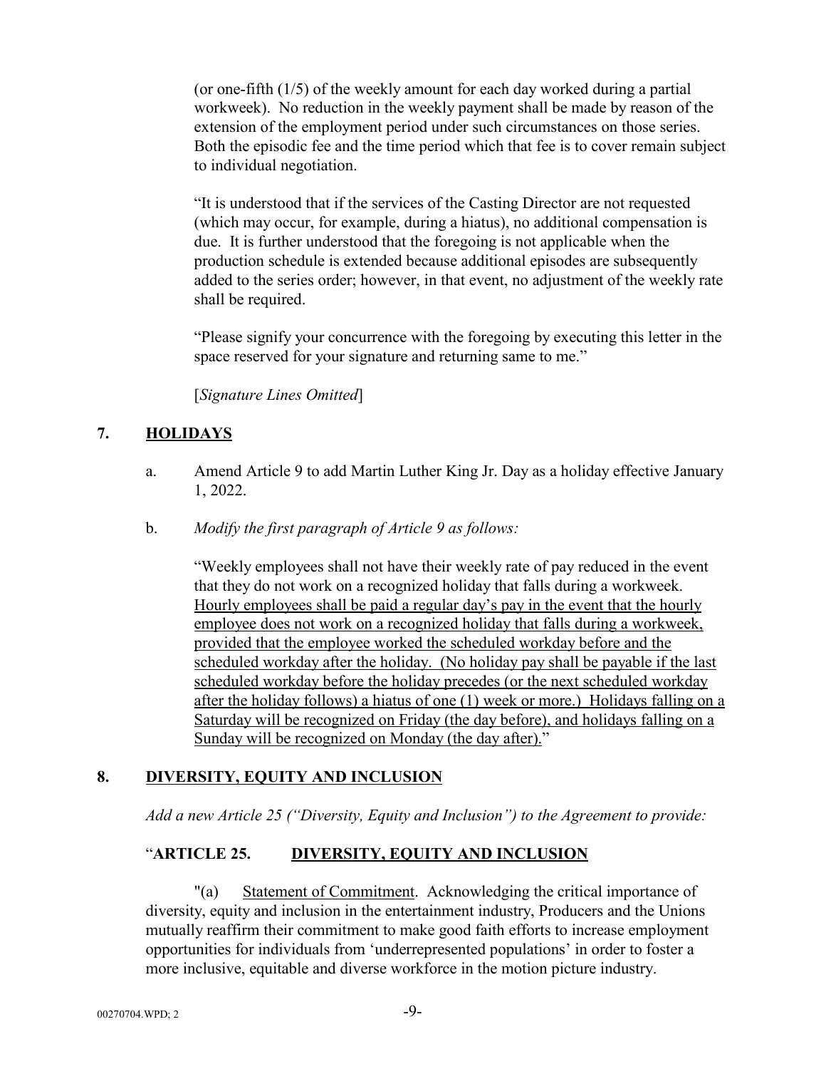(or one-fifth (1/5) of the weekly amount for each day worked during a partial workweek). No reduction in the weekly payment shall be made by reason of the extension of the employment period under such circumstances on those series. Both the episodic fee and the time period which that fee is to cover remain subject to individual negotiation.

"It is understood that if the services of the Casting Director are not requested (which may occur, for example, during a hiatus), no additional compensation is due. It is further understood that the foregoing is not applicable when the production schedule is extended because additional episodes are subsequently added to the series order; however, in that event, no adjustment of the weekly rate shall be required.

"Please signify your concurrence with the foregoing by executing this letter in the space reserved for your signature and returning same to me."

[*Signature Lines Omitted*]

## 7. HOLIDAYS

a. Amend Article 9 to add Martin Luther King Jr. Day as a holiday effective January 1, 2022.

b. *Modify the first paragraph of Article 9 as follows:*

"Weekly employees shall not have their weekly rate of pay reduced in the event that they do not work on a recognized holiday that falls during a workweek. <u>Hourly employees shall be paid a regular day's pay in the event that the hourly employee does not work on a recognized holiday that falls during a workweek, provided that the employee worked the scheduled workday before and the scheduled workday after the holiday. (No holiday pay shall be payable if the last scheduled workday before the holiday precedes (or the next scheduled workday after the holiday follows) a hiatus of one (1) week or more.) Holidays falling on a Saturday will be recognized on Friday (the day before), and holidays falling on a Sunday will be recognized on Monday (the day after).</u>"

## 8. DIVERSITY, EQUITY AND INCLUSION

*Add a new Article 25 ("Diversity, Equity and Inclusion") to the Agreement to provide:*

"**ARTICLE 25. DIVERSITY, EQUITY AND INCLUSION**

"(a) <u>Statement of Commitment</u>. Acknowledging the critical importance of diversity, equity and inclusion in the entertainment industry, Producers and the Unions mutually reaffirm their commitment to make good faith efforts to increase employment opportunities for individuals from 'underrepresented populations' in order to foster a more inclusive, equitable and diverse workforce in the motion picture industry.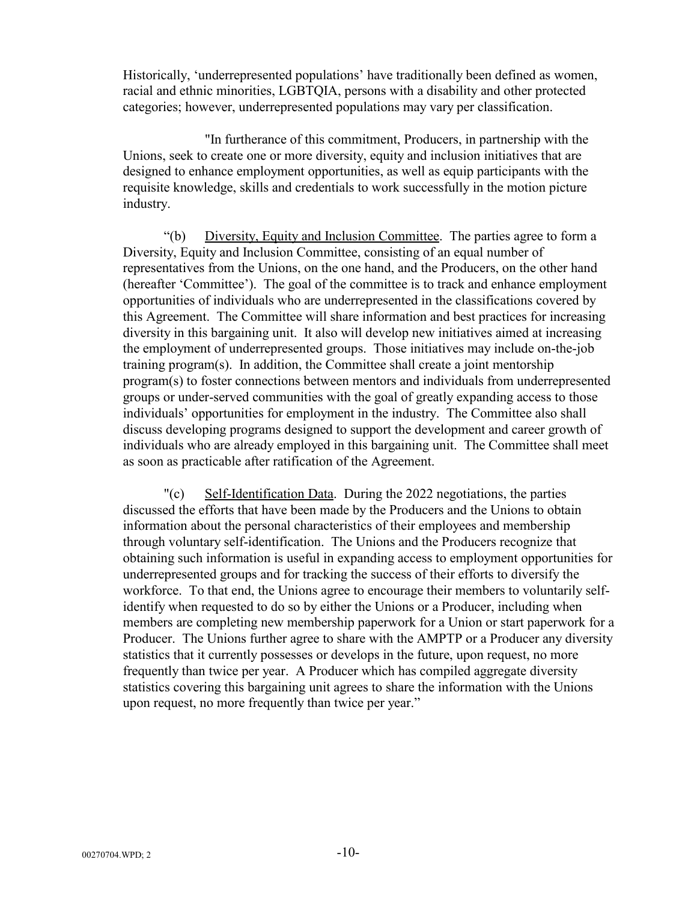Historically, 'underrepresented populations' have traditionally been defined as women, racial and ethnic minorities, LGBTQIA, persons with a disability and other protected categories; however, underrepresented populations may vary per classification.

"In furtherance of this commitment, Producers, in partnership with the Unions, seek to create one or more diversity, equity and inclusion initiatives that are designed to enhance employment opportunities, as well as equip participants with the requisite knowledge, skills and credentials to work successfully in the motion picture industry.

"(b) Diversity, Equity and Inclusion Committee. The parties agree to form a Diversity, Equity and Inclusion Committee, consisting of an equal number of representatives from the Unions, on the one hand, and the Producers, on the other hand (hereafter 'Committee'). The goal of the committee is to track and enhance employment opportunities of individuals who are underrepresented in the classifications covered by this Agreement. The Committee will share information and best practices for increasing diversity in this bargaining unit. It also will develop new initiatives aimed at increasing the employment of underrepresented groups. Those initiatives may include on-the-job training program(s). In addition, the Committee shall create a joint mentorship program(s) to foster connections between mentors and individuals from underrepresented groups or under-served communities with the goal of greatly expanding access to those individuals' opportunities for employment in the industry. The Committee also shall discuss developing programs designed to support the development and career growth of individuals who are already employed in this bargaining unit. The Committee shall meet as soon as practicable after ratification of the Agreement.

"(c) Self-Identification Data. During the 2022 negotiations, the parties discussed the efforts that have been made by the Producers and the Unions to obtain information about the personal characteristics of their employees and membership through voluntary self-identification. The Unions and the Producers recognize that obtaining such information is useful in expanding access to employment opportunities for underrepresented groups and for tracking the success of their efforts to diversify the workforce. To that end, the Unions agree to encourage their members to voluntarily self-identify when requested to do so by either the Unions or a Producer, including when members are completing new membership paperwork for a Union or start paperwork for a Producer. The Unions further agree to share with the AMPTP or a Producer any diversity statistics that it currently possesses or develops in the future, upon request, no more frequently than twice per year. A Producer which has compiled aggregate diversity statistics covering this bargaining unit agrees to share the information with the Unions upon request, no more frequently than twice per year."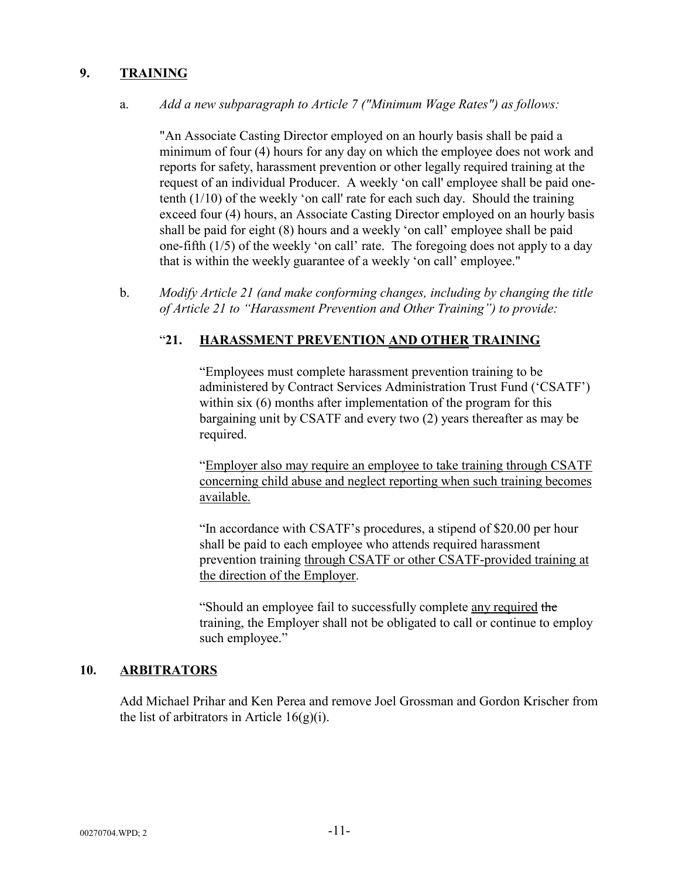## 9. TRAINING

a. *Add a new subparagraph to Article 7 ("Minimum Wage Rates") as follows:*

"An Associate Casting Director employed on an hourly basis shall be paid a minimum of four (4) hours for any day on which the employee does not work and reports for safety, harassment prevention or other legally required training at the request of an individual Producer. A weekly 'on call' employee shall be paid one-tenth (1/10) of the weekly 'on call' rate for each such day. Should the training exceed four (4) hours, an Associate Casting Director employed on an hourly basis shall be paid for eight (8) hours and a weekly 'on call' employee shall be paid one-fifth (1/5) of the weekly 'on call' rate. The foregoing does not apply to a day that is within the weekly guarantee of a weekly 'on call' employee."

b. *Modify Article 21 (and make conforming changes, including by changing the title of Article 21 to "Harassment Prevention and Other Training") to provide:*

"**21. HARASSMENT PREVENTION <u>AND OTHER</u> TRAINING**

"Employees must complete harassment prevention training to be administered by Contract Services Administration Trust Fund ('CSATF') within six (6) months after implementation of the program for this bargaining unit by CSATF and every two (2) years thereafter as may be required.

"<u>Employer also may require an employee to take training through CSATF concerning child abuse and neglect reporting when such training becomes available.</u>

"In accordance with CSATF's procedures, a stipend of $20.00 per hour shall be paid to each employee who attends required harassment prevention training <u>through CSATF or other CSATF-provided training at the direction of the Employer</u>.

"Should an employee fail to successfully complete <u>any required</u> ~~the~~ training, the Employer shall not be obligated to call or continue to employ such employee."

## 10. ARBITRATORS

Add Michael Prihar and Ken Perea and remove Joel Grossman and Gordon Krischer from the list of arbitrators in Article 16(g)(i).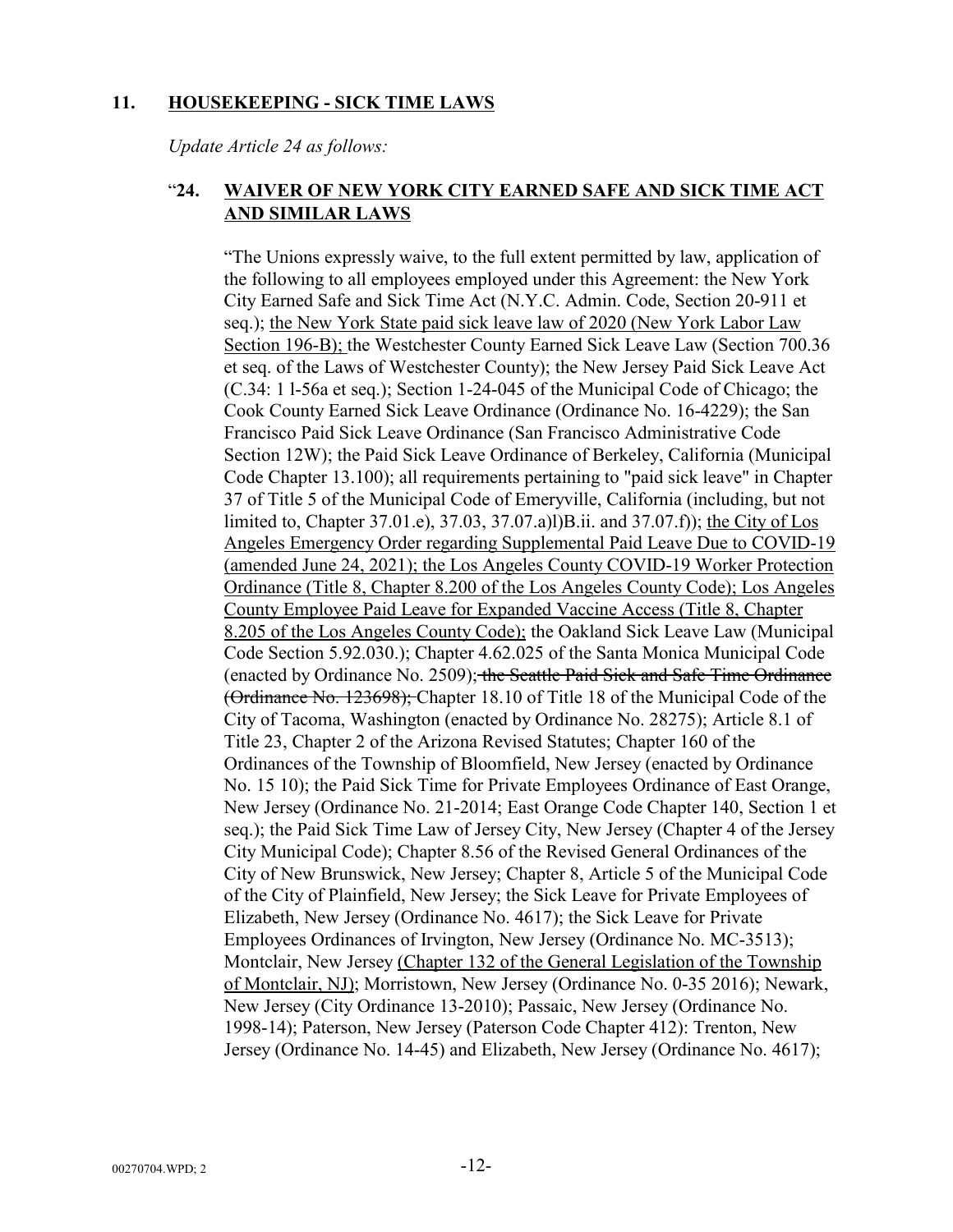## 11. HOUSEKEEPING - SICK TIME LAWS

*Update Article 24 as follows:*

### "24. WAIVER OF NEW YORK CITY EARNED SAFE AND SICK TIME ACT AND SIMILAR LAWS

"The Unions expressly waive, to the full extent permitted by law, application of the following to all employees employed under this Agreement: the New York City Earned Safe and Sick Time Act (N.Y.C. Admin. Code, Section 20-911 et seq.); <u>the New York State paid sick leave law of 2020 (New York Labor Law Section 196-B);</u> the Westchester County Earned Sick Leave Law (Section 700.36 et seq. of the Laws of Westchester County); the New Jersey Paid Sick Leave Act (C.34: 1 l-56a et seq.); Section 1-24-045 of the Municipal Code of Chicago; the Cook County Earned Sick Leave Ordinance (Ordinance No. 16-4229); the San Francisco Paid Sick Leave Ordinance (San Francisco Administrative Code Section 12W); the Paid Sick Leave Ordinance of Berkeley, California (Municipal Code Chapter 13.100); all requirements pertaining to "paid sick leave" in Chapter 37 of Title 5 of the Municipal Code of Emeryville, California (including, but not limited to, Chapter 37.01.e), 37.03, 37.07.a)l)B.ii. and 37.07.f)); <u>the City of Los Angeles Emergency Order regarding Supplemental Paid Leave Due to COVID-19 (amended June 24, 2021); the Los Angeles County COVID-19 Worker Protection Ordinance (Title 8, Chapter 8.200 of the Los Angeles County Code); Los Angeles County Employee Paid Leave for Expanded Vaccine Access (Title 8, Chapter 8.205 of the Los Angeles County Code);</u> the Oakland Sick Leave Law (Municipal Code Section 5.92.030.); Chapter 4.62.025 of the Santa Monica Municipal Code (enacted by Ordinance No. 2509)~~; the Seattle Paid Sick and Safe Time Ordinance (Ordinance No. 123698);~~ Chapter 18.10 of Title 18 of the Municipal Code of the City of Tacoma, Washington (enacted by Ordinance No. 28275); Article 8.1 of Title 23, Chapter 2 of the Arizona Revised Statutes; Chapter 160 of the Ordinances of the Township of Bloomfield, New Jersey (enacted by Ordinance No. 15 10); the Paid Sick Time for Private Employees Ordinance of East Orange, New Jersey (Ordinance No. 21-2014; East Orange Code Chapter 140, Section 1 et seq.); the Paid Sick Time Law of Jersey City, New Jersey (Chapter 4 of the Jersey City Municipal Code); Chapter 8.56 of the Revised General Ordinances of the City of New Brunswick, New Jersey; Chapter 8, Article 5 of the Municipal Code of the City of Plainfield, New Jersey; the Sick Leave for Private Employees of Elizabeth, New Jersey (Ordinance No. 4617); the Sick Leave for Private Employees Ordinances of Irvington, New Jersey (Ordinance No. MC-3513); Montclair, New Jersey <u>(Chapter 132 of the General Legislation of the Township of Montclair, NJ)</u>; Morristown, New Jersey (Ordinance No. 0-35 2016); Newark, New Jersey (City Ordinance 13-2010); Passaic, New Jersey (Ordinance No. 1998-14); Paterson, New Jersey (Paterson Code Chapter 412): Trenton, New Jersey (Ordinance No. 14-45) and Elizabeth, New Jersey (Ordinance No. 4617);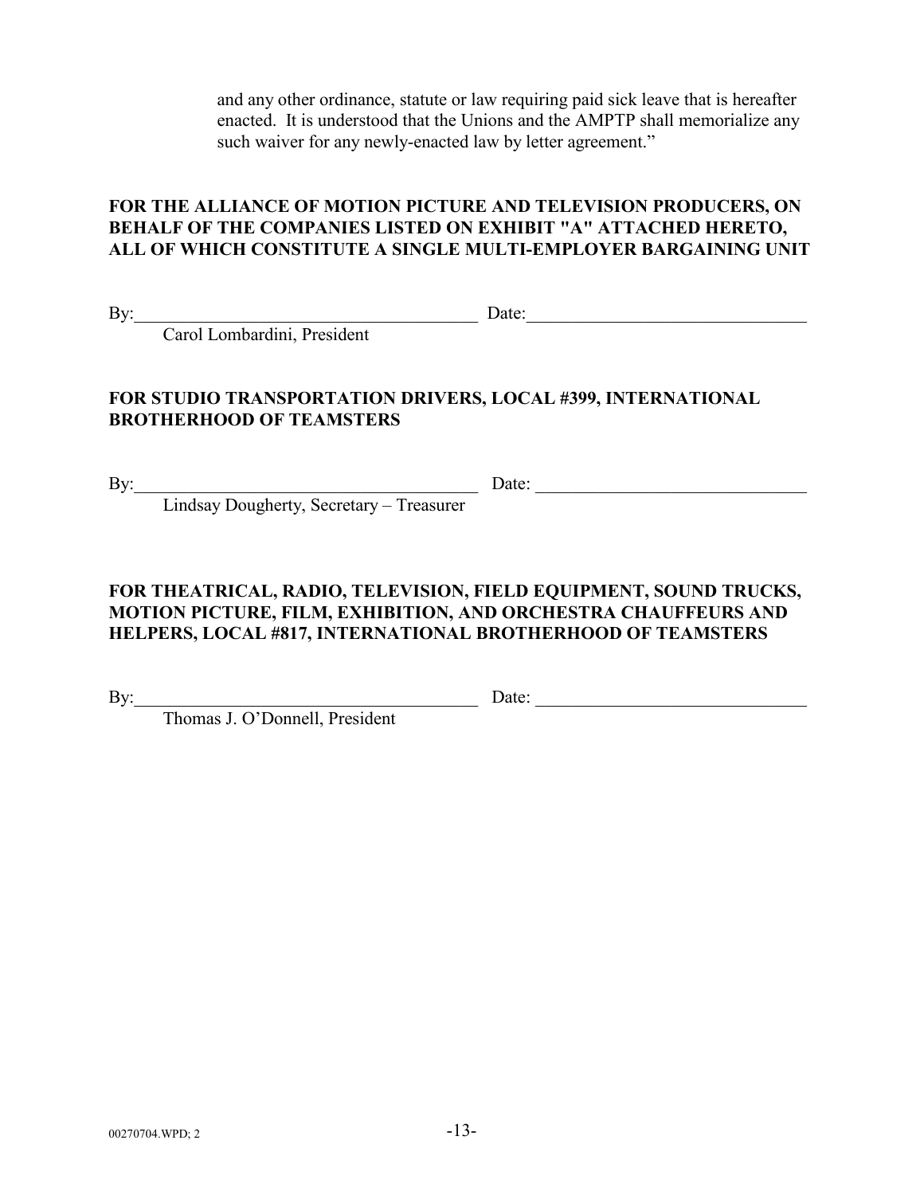and any other ordinance, statute or law requiring paid sick leave that is hereafter enacted. It is understood that the Unions and the AMPTP shall memorialize any such waiver for any newly-enacted law by letter agreement."

**FOR THE ALLIANCE OF MOTION PICTURE AND TELEVISION PRODUCERS, ON BEHALF OF THE COMPANIES LISTED ON EXHIBIT "A" ATTACHED HERETO, ALL OF WHICH CONSTITUTE A SINGLE MULTI-EMPLOYER BARGAINING UNIT**

By:\_\_\_\_\_\_\_\_\_\_\_\_\_\_\_\_\_\_\_\_\_\_\_\_\_\_\_\_\_\_\_\_\_\_\_\_\_\_\_ Date:\_\_\_\_\_\_\_\_\_\_\_\_\_\_\_\_\_\_\_\_\_\_\_\_\_\_\_\_\_\_\_\_

Carol Lombardini, President

**FOR STUDIO TRANSPORTATION DRIVERS, LOCAL #399, INTERNATIONAL BROTHERHOOD OF TEAMSTERS**

By:\_\_\_\_\_\_\_\_\_\_\_\_\_\_\_\_\_\_\_\_\_\_\_\_\_\_\_\_\_\_\_\_\_\_\_\_\_\_\_ Date: \_\_\_\_\_\_\_\_\_\_\_\_\_\_\_\_\_\_\_\_\_\_\_\_\_\_\_\_\_\_\_

Lindsay Dougherty, Secretary – Treasurer

**FOR THEATRICAL, RADIO, TELEVISION, FIELD EQUIPMENT, SOUND TRUCKS, MOTION PICTURE, FILM, EXHIBITION, AND ORCHESTRA CHAUFFEURS AND HELPERS, LOCAL #817, INTERNATIONAL BROTHERHOOD OF TEAMSTERS**

By:\_\_\_\_\_\_\_\_\_\_\_\_\_\_\_\_\_\_\_\_\_\_\_\_\_\_\_\_\_\_\_\_\_\_\_\_\_\_\_ Date: \_\_\_\_\_\_\_\_\_\_\_\_\_\_\_\_\_\_\_\_\_\_\_\_\_\_\_\_\_\_\_

Thomas J. O'Donnell, President

00270704.WPD; 2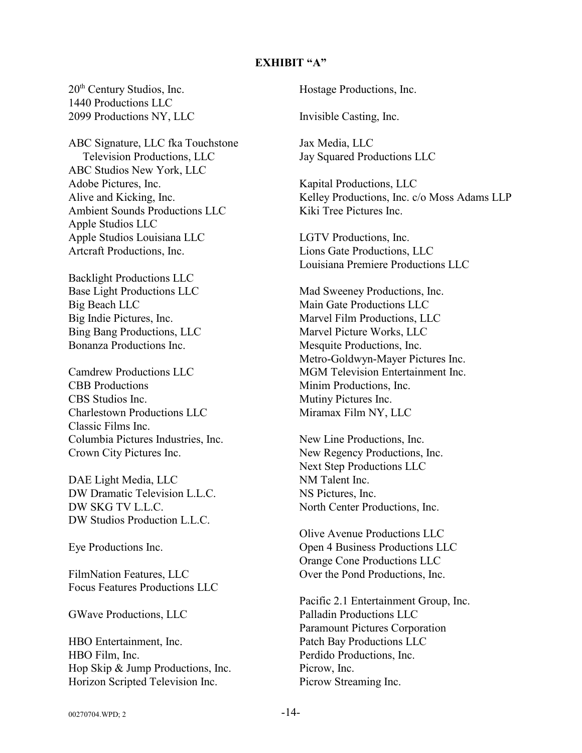**EXHIBIT "A"**

20th Century Studios, Inc.
1440 Productions LLC
2099 Productions NY, LLC

ABC Signature, LLC fka Touchstone Television Productions, LLC
ABC Studios New York, LLC
Adobe Pictures, Inc.
Alive and Kicking, Inc.
Ambient Sounds Productions LLC
Apple Studios LLC
Apple Studios Louisiana LLC
Artcraft Productions, Inc.

Backlight Productions LLC
Base Light Productions LLC
Big Beach LLC
Big Indie Pictures, Inc.
Bing Bang Productions, LLC
Bonanza Productions Inc.

Camdrew Productions LLC
CBB Productions
CBS Studios Inc.
Charlestown Productions LLC
Classic Films Inc.
Columbia Pictures Industries, Inc.
Crown City Pictures Inc.

DAE Light Media, LLC
DW Dramatic Television L.L.C.
DW SKG TV L.L.C.
DW Studios Production L.L.C.

Eye Productions Inc.

FilmNation Features, LLC
Focus Features Productions LLC

GWave Productions, LLC

HBO Entertainment, Inc.
HBO Film, Inc.
Hop Skip & Jump Productions, Inc.
Horizon Scripted Television Inc.
Hostage Productions, Inc.

Invisible Casting, Inc.

Jax Media, LLC
Jay Squared Productions LLC

Kapital Productions, LLC
Kelley Productions, Inc. c/o Moss Adams LLP
Kiki Tree Pictures Inc.

LGTV Productions, Inc.
Lions Gate Productions, LLC
Louisiana Premiere Productions LLC

Mad Sweeney Productions, Inc.
Main Gate Productions LLC
Marvel Film Productions, LLC
Marvel Picture Works, LLC
Mesquite Productions, Inc.
Metro-Goldwyn-Mayer Pictures Inc.
MGM Television Entertainment Inc.
Minim Productions, Inc.
Mutiny Pictures Inc.
Miramax Film NY, LLC

New Line Productions, Inc.
New Regency Productions, Inc.
Next Step Productions LLC
NM Talent Inc.
NS Pictures, Inc.
North Center Productions, Inc.

Olive Avenue Productions LLC
Open 4 Business Productions LLC
Orange Cone Productions LLC
Over the Pond Productions, Inc.

Pacific 2.1 Entertainment Group, Inc.
Palladin Productions LLC
Paramount Pictures Corporation
Patch Bay Productions LLC
Perdido Productions, Inc.
Picrow, Inc.
Picrow Streaming Inc.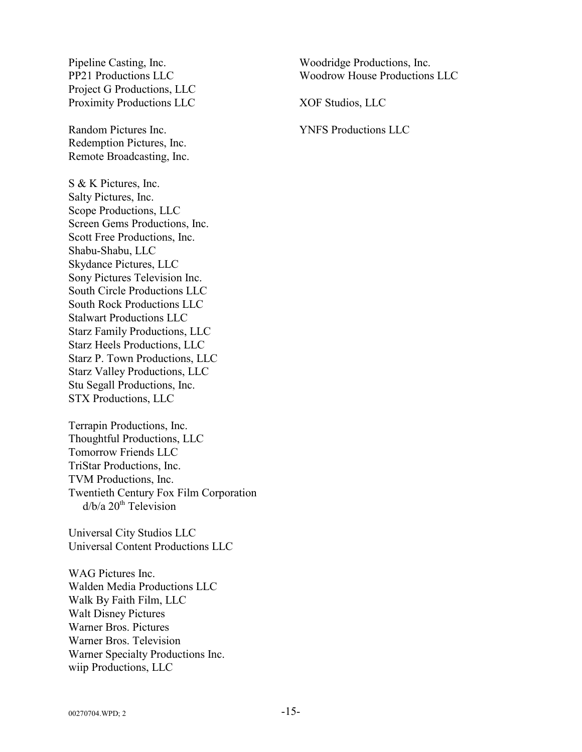Pipeline Casting, Inc.
PP21 Productions LLC
Project G Productions, LLC
Proximity Productions LLC

Random Pictures Inc.
Redemption Pictures, Inc.
Remote Broadcasting, Inc.

S & K Pictures, Inc.
Salty Pictures, Inc.
Scope Productions, LLC
Screen Gems Productions, Inc.
Scott Free Productions, Inc.
Shabu-Shabu, LLC
Skydance Pictures, LLC
Sony Pictures Television Inc.
South Circle Productions LLC
South Rock Productions LLC
Stalwart Productions LLC
Starz Family Productions, LLC
Starz Heels Productions, LLC
Starz P. Town Productions, LLC
Starz Valley Productions, LLC
Stu Segall Productions, Inc.
STX Productions, LLC

Terrapin Productions, Inc.
Thoughtful Productions, LLC
Tomorrow Friends LLC
TriStar Productions, Inc.
TVM Productions, Inc.
Twentieth Century Fox Film Corporation
d/b/a 20th Television

Universal City Studios LLC
Universal Content Productions LLC

WAG Pictures Inc.
Walden Media Productions LLC
Walk By Faith Film, LLC
Walt Disney Pictures
Warner Bros. Pictures
Warner Bros. Television
Warner Specialty Productions Inc.
wiip Productions, LLC

Woodridge Productions, Inc.
Woodrow House Productions LLC

XOF Studios, LLC

YNFS Productions LLC

00270704.WPD; 2